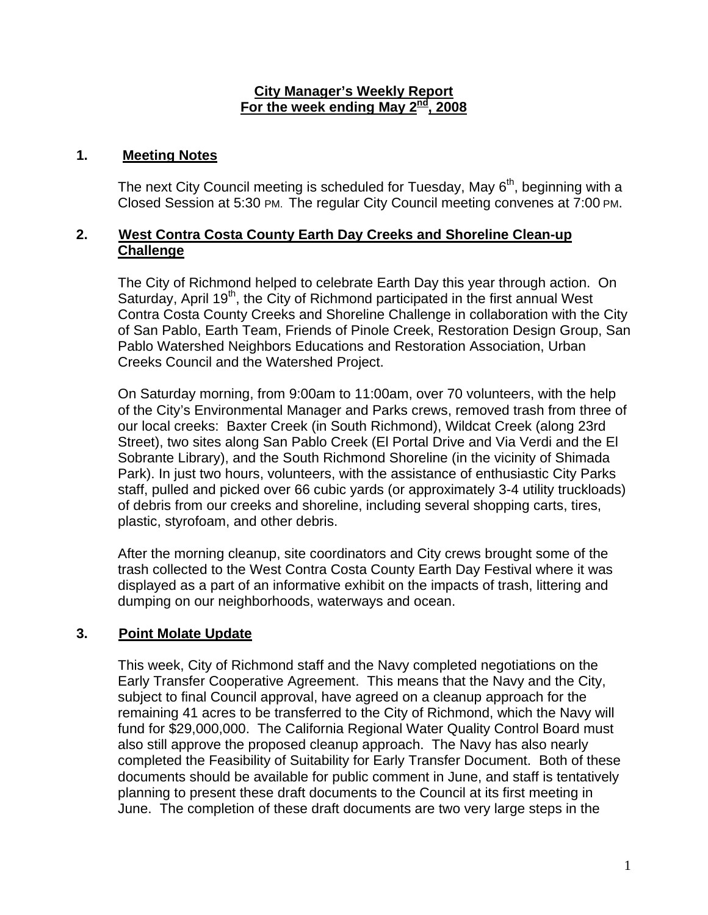**City Manager's Weekly Report**
**For the week ending May 2nd, 2008**

## 1. Meeting Notes

The next City Council meeting is scheduled for Tuesday, May 6th, beginning with a Closed Session at 5:30 PM. The regular City Council meeting convenes at 7:00 PM.

## 2. West Contra Costa County Earth Day Creeks and Shoreline Clean-up Challenge

The City of Richmond helped to celebrate Earth Day this year through action. On Saturday, April 19th, the City of Richmond participated in the first annual West Contra Costa County Creeks and Shoreline Challenge in collaboration with the City of San Pablo, Earth Team, Friends of Pinole Creek, Restoration Design Group, San Pablo Watershed Neighbors Educations and Restoration Association, Urban Creeks Council and the Watershed Project.

On Saturday morning, from 9:00am to 11:00am, over 70 volunteers, with the help of the City's Environmental Manager and Parks crews, removed trash from three of our local creeks: Baxter Creek (in South Richmond), Wildcat Creek (along 23rd Street), two sites along San Pablo Creek (El Portal Drive and Via Verdi and the El Sobrante Library), and the South Richmond Shoreline (in the vicinity of Shimada Park). In just two hours, volunteers, with the assistance of enthusiastic City Parks staff, pulled and picked over 66 cubic yards (or approximately 3-4 utility truckloads) of debris from our creeks and shoreline, including several shopping carts, tires, plastic, styrofoam, and other debris.

After the morning cleanup, site coordinators and City crews brought some of the trash collected to the West Contra Costa County Earth Day Festival where it was displayed as a part of an informative exhibit on the impacts of trash, littering and dumping on our neighborhoods, waterways and ocean.

## 3. Point Molate Update

This week, City of Richmond staff and the Navy completed negotiations on the Early Transfer Cooperative Agreement. This means that the Navy and the City, subject to final Council approval, have agreed on a cleanup approach for the remaining 41 acres to be transferred to the City of Richmond, which the Navy will fund for $29,000,000. The California Regional Water Quality Control Board must also still approve the proposed cleanup approach. The Navy has also nearly completed the Feasibility of Suitability for Early Transfer Document. Both of these documents should be available for public comment in June, and staff is tentatively planning to present these draft documents to the Council at its first meeting in June. The completion of these draft documents are two very large steps in the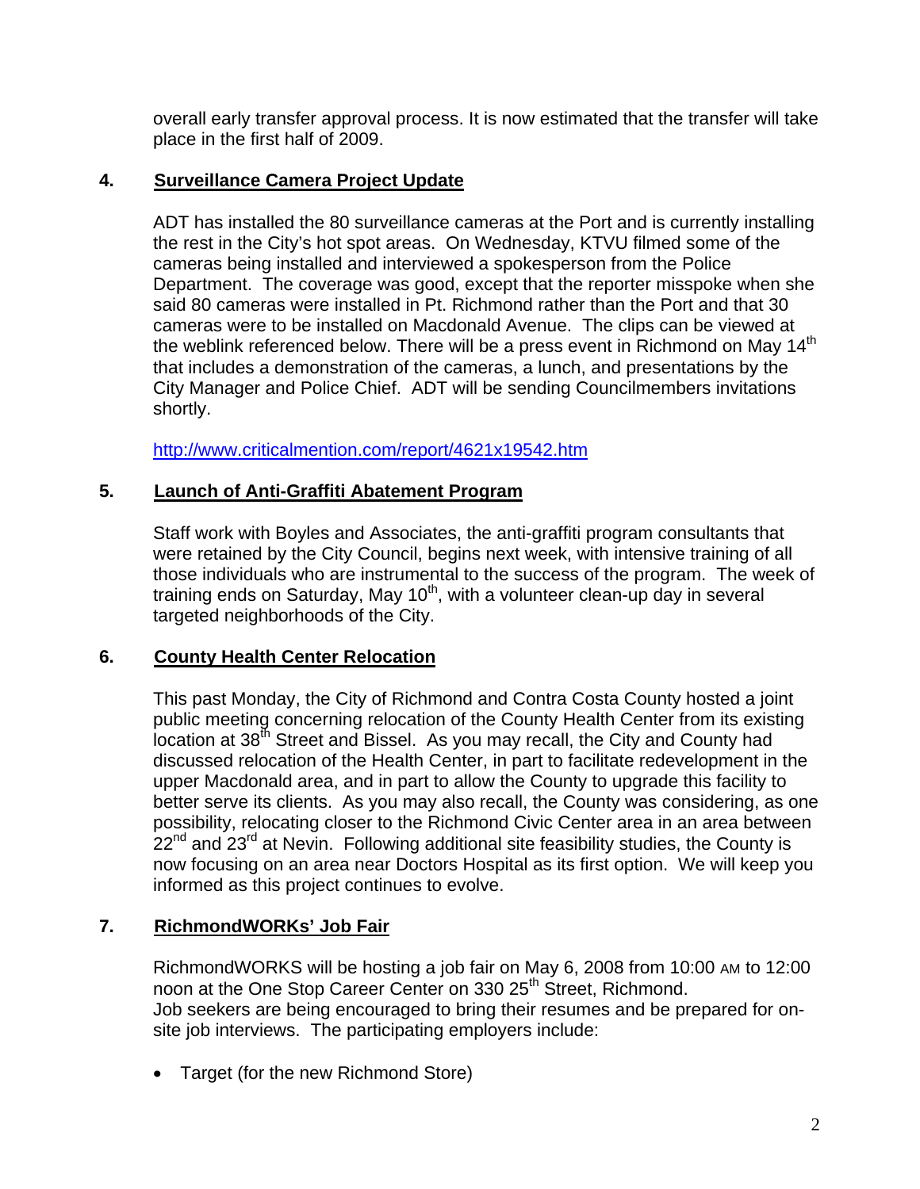overall early transfer approval process. It is now estimated that the transfer will take place in the first half of 2009.

## 4. Surveillance Camera Project Update

ADT has installed the 80 surveillance cameras at the Port and is currently installing the rest in the City's hot spot areas. On Wednesday, KTVU filmed some of the cameras being installed and interviewed a spokesperson from the Police Department. The coverage was good, except that the reporter misspoke when she said 80 cameras were installed in Pt. Richmond rather than the Port and that 30 cameras were to be installed on Macdonald Avenue. The clips can be viewed at the weblink referenced below. There will be a press event in Richmond on May 14th that includes a demonstration of the cameras, a lunch, and presentations by the City Manager and Police Chief. ADT will be sending Councilmembers invitations shortly.

http://www.criticalmention.com/report/4621x19542.htm

## 5. Launch of Anti-Graffiti Abatement Program

Staff work with Boyles and Associates, the anti-graffiti program consultants that were retained by the City Council, begins next week, with intensive training of all those individuals who are instrumental to the success of the program. The week of training ends on Saturday, May 10th, with a volunteer clean-up day in several targeted neighborhoods of the City.

## 6. County Health Center Relocation

This past Monday, the City of Richmond and Contra Costa County hosted a joint public meeting concerning relocation of the County Health Center from its existing location at 38th Street and Bissel. As you may recall, the City and County had discussed relocation of the Health Center, in part to facilitate redevelopment in the upper Macdonald area, and in part to allow the County to upgrade this facility to better serve its clients. As you may also recall, the County was considering, as one possibility, relocating closer to the Richmond Civic Center area in an area between 22nd and 23rd at Nevin. Following additional site feasibility studies, the County is now focusing on an area near Doctors Hospital as its first option. We will keep you informed as this project continues to evolve.

## 7. RichmondWORKs' Job Fair

RichmondWORKS will be hosting a job fair on May 6, 2008 from 10:00 AM to 12:00 noon at the One Stop Career Center on 330 25th Street, Richmond.
Job seekers are being encouraged to bring their resumes and be prepared for on-site job interviews. The participating employers include:

- Target (for the new Richmond Store)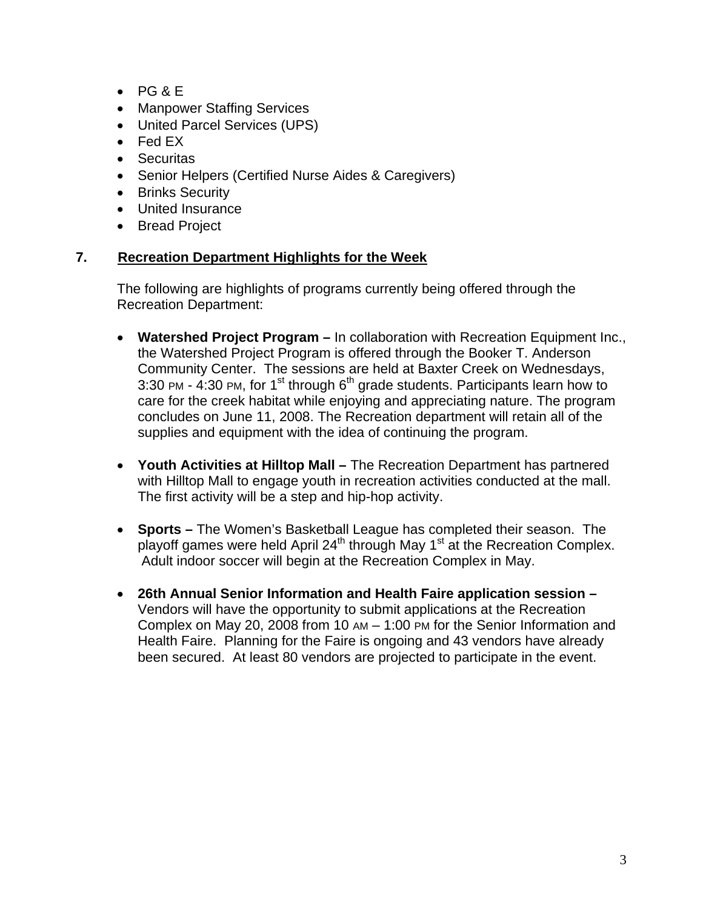- PG & E
- Manpower Staffing Services
- United Parcel Services (UPS)
- Fed EX
- Securitas
- Senior Helpers (Certified Nurse Aides & Caregivers)
- Brinks Security
- United Insurance
- Bread Project

## 7. Recreation Department Highlights for the Week

The following are highlights of programs currently being offered through the Recreation Department:

- **Watershed Project Program –** In collaboration with Recreation Equipment Inc., the Watershed Project Program is offered through the Booker T. Anderson Community Center. The sessions are held at Baxter Creek on Wednesdays, 3:30 PM - 4:30 PM, for 1st through 6th grade students. Participants learn how to care for the creek habitat while enjoying and appreciating nature. The program concludes on June 11, 2008. The Recreation department will retain all of the supplies and equipment with the idea of continuing the program.

- **Youth Activities at Hilltop Mall –** The Recreation Department has partnered with Hilltop Mall to engage youth in recreation activities conducted at the mall. The first activity will be a step and hip-hop activity.

- **Sports –** The Women's Basketball League has completed their season. The playoff games were held April 24th through May 1st at the Recreation Complex. Adult indoor soccer will begin at the Recreation Complex in May.

- **26th Annual Senior Information and Health Faire application session –** Vendors will have the opportunity to submit applications at the Recreation Complex on May 20, 2008 from 10 AM – 1:00 PM for the Senior Information and Health Faire. Planning for the Faire is ongoing and 43 vendors have already been secured. At least 80 vendors are projected to participate in the event.